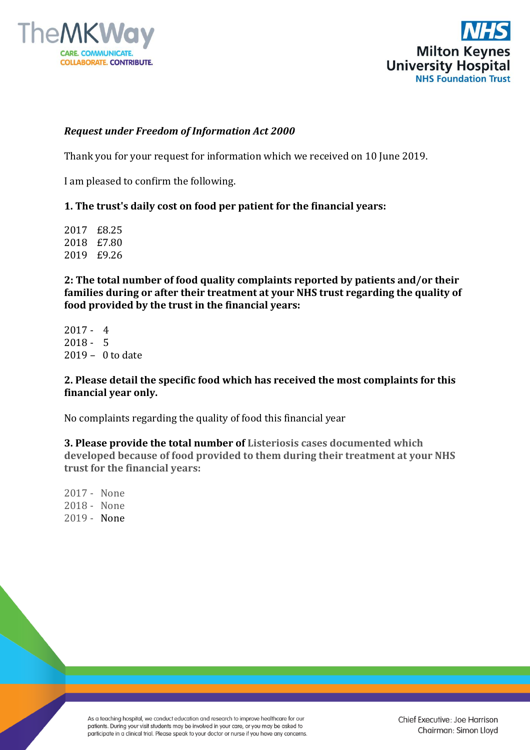***Request under Freedom of Information Act 2000***

Thank you for your request for information which we received on 10 June 2019.

I am pleased to confirm the following.

**1. The trust's daily cost on food per patient for the financial years:**

2017 £8.25
2018 £7.80
2019 £9.26

**2: The total number of food quality complaints reported by patients and/or their families during or after their treatment at your NHS trust regarding the quality of food provided by the trust in the financial years:**

2017 - 4
2018 - 5
2019 – 0 to date

**2. Please detail the specific food which has received the most complaints for this financial year only.**

No complaints regarding the quality of food this financial year

**3. Please provide the total number of Listeriosis cases documented which developed because of food provided to them during their treatment at your NHS trust for the financial years:**

2017 - None
2018 - None
2019 - None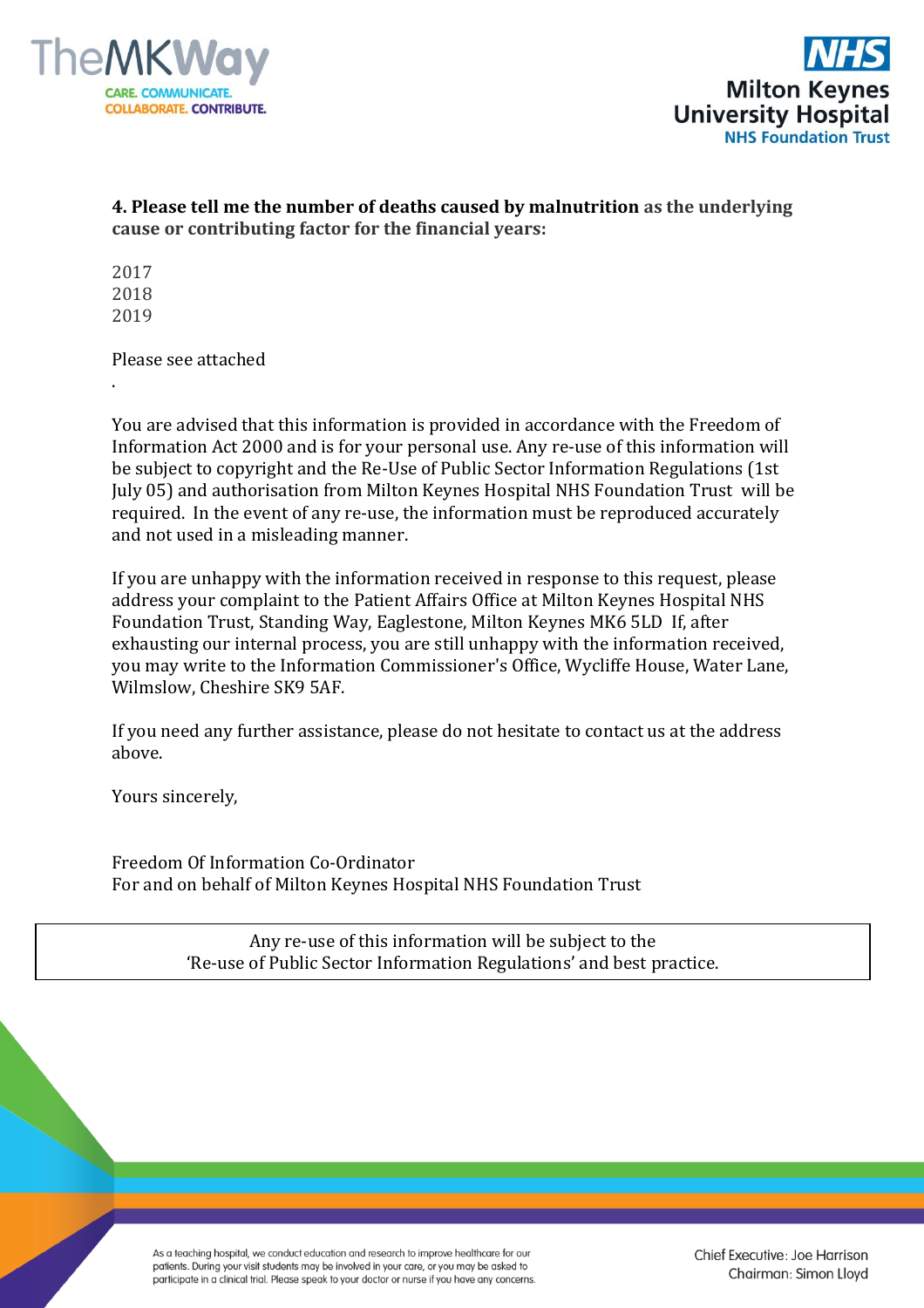**4. Please tell me the number of deaths caused by malnutrition as the underlying cause or contributing factor for the financial years:**

2017
2018
2019

Please see attached

.

You are advised that this information is provided in accordance with the Freedom of Information Act 2000 and is for your personal use. Any re-use of this information will be subject to copyright and the Re-Use of Public Sector Information Regulations (1st July 05) and authorisation from Milton Keynes Hospital NHS Foundation Trust will be required. In the event of any re-use, the information must be reproduced accurately and not used in a misleading manner.

If you are unhappy with the information received in response to this request, please address your complaint to the Patient Affairs Office at Milton Keynes Hospital NHS Foundation Trust, Standing Way, Eaglestone, Milton Keynes MK6 5LD If, after exhausting our internal process, you are still unhappy with the information received, you may write to the Information Commissioner's Office, Wycliffe House, Water Lane, Wilmslow, Cheshire SK9 5AF.

If you need any further assistance, please do not hesitate to contact us at the address above.

Yours sincerely,

Freedom Of Information Co-Ordinator
For and on behalf of Milton Keynes Hospital NHS Foundation Trust

Any re-use of this information will be subject to the 'Re-use of Public Sector Information Regulations' and best practice.